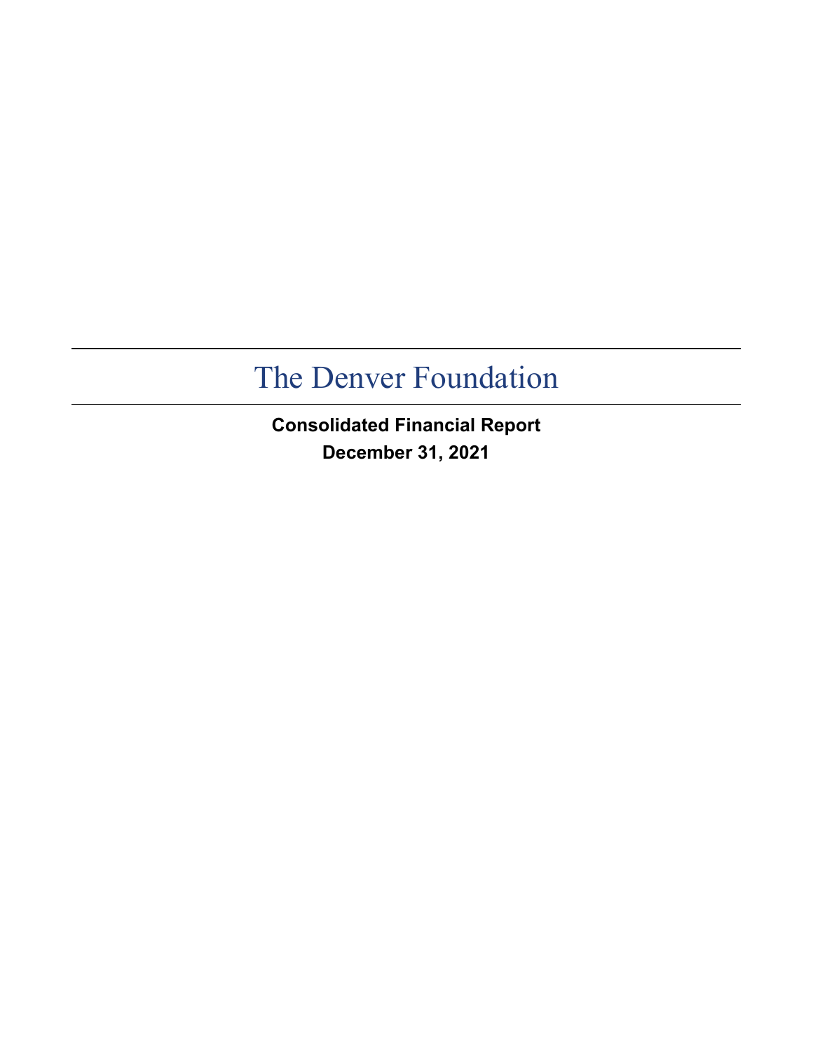# The Denver Foundation

**Consolidated Financial Report**

**December 31, 2021**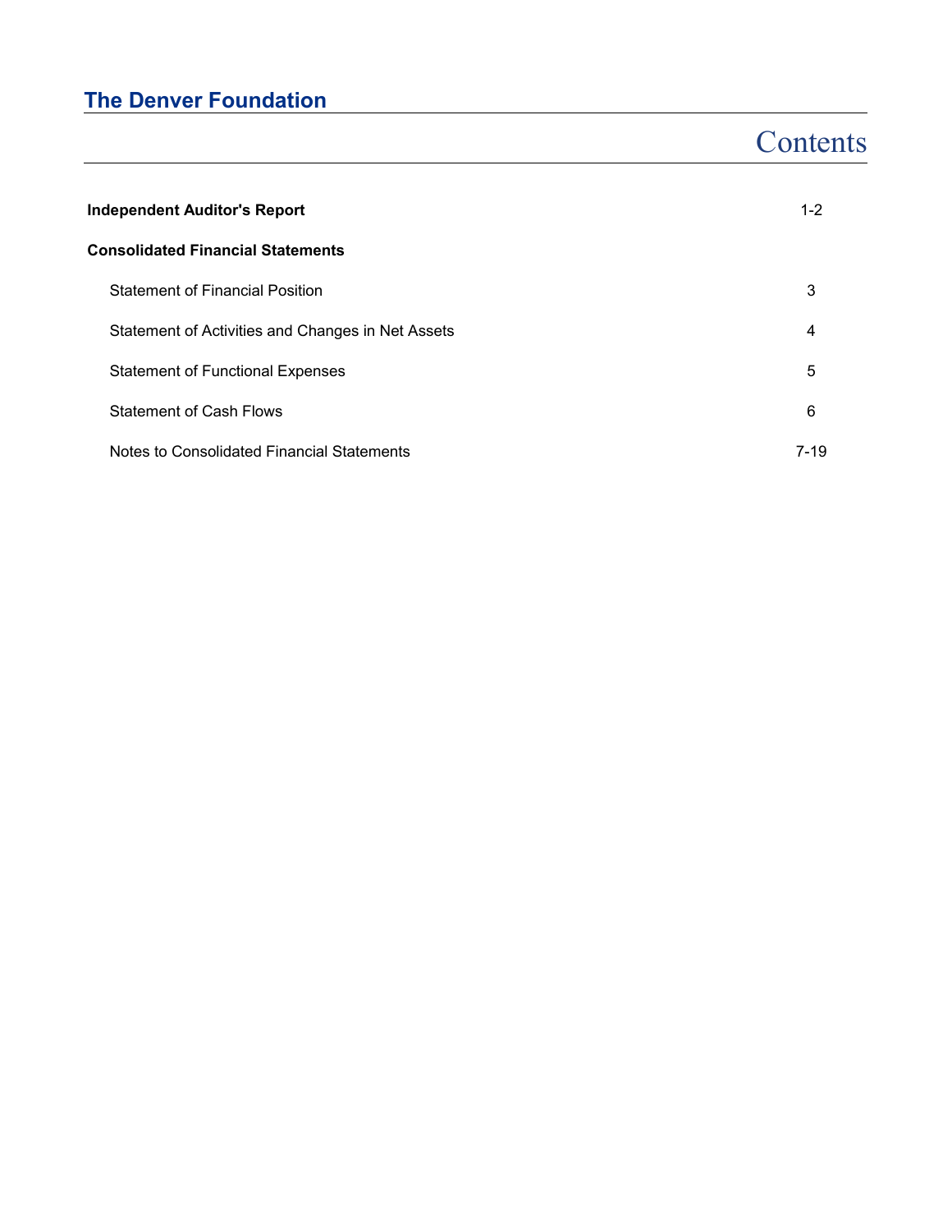# The Denver Foundation

## Contents

| | |
|---|---|
| **Independent Auditor's Report** | 1-2 |
| **Consolidated Financial Statements** | |
| Statement of Financial Position | 3 |
| Statement of Activities and Changes in Net Assets | 4 |
| Statement of Functional Expenses | 5 |
| Statement of Cash Flows | 6 |
| Notes to Consolidated Financial Statements | 7-19 |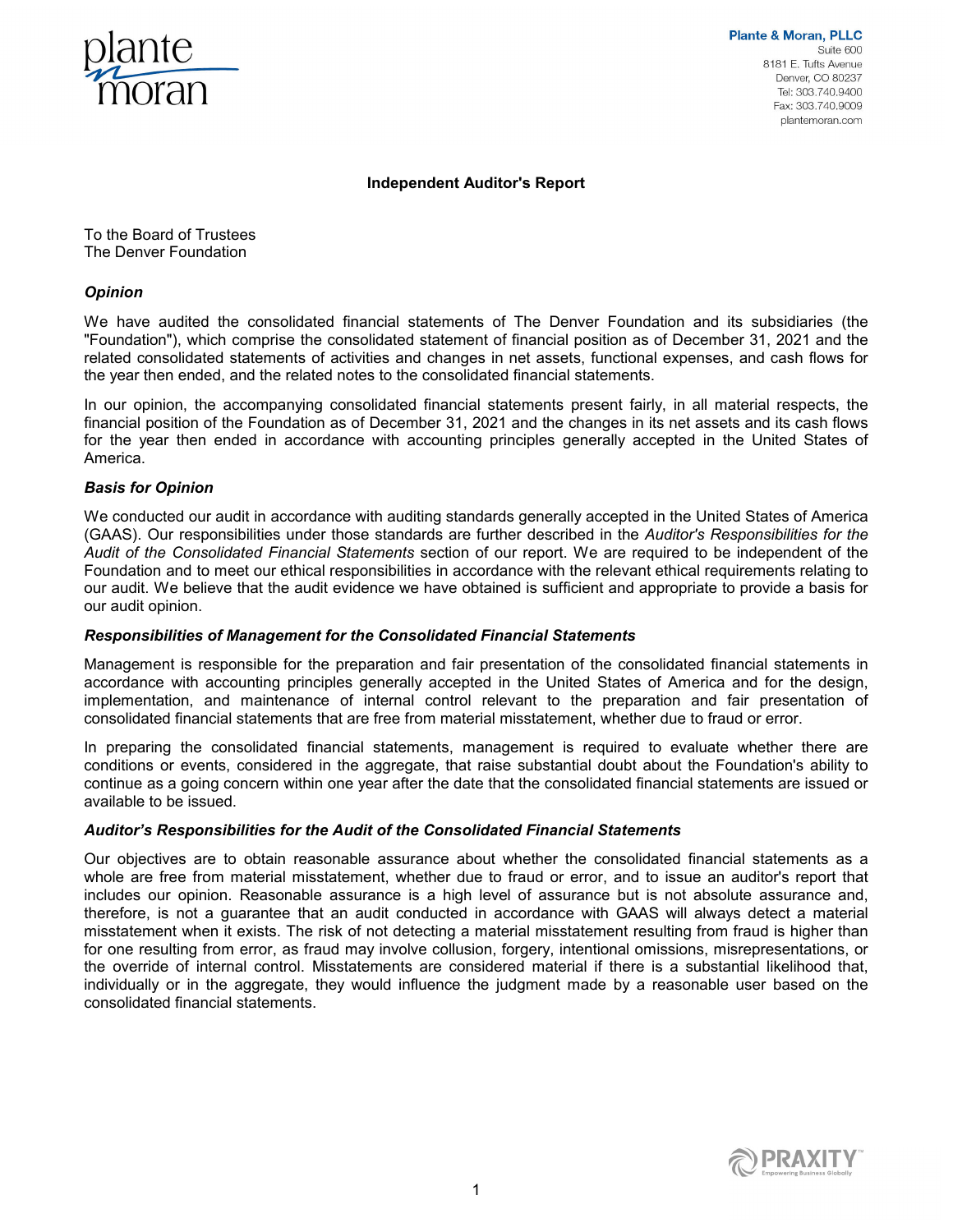**Plante & Moran, PLLC**
Suite 600
8181 E. Tufts Avenue
Denver, CO 80237
Tel: 303.740.9400
Fax: 303.740.9009
plantemoran.com

# Independent Auditor's Report

To the Board of Trustees
The Denver Foundation

### *Opinion*

We have audited the consolidated financial statements of The Denver Foundation and its subsidiaries (the "Foundation"), which comprise the consolidated statement of financial position as of December 31, 2021 and the related consolidated statements of activities and changes in net assets, functional expenses, and cash flows for the year then ended, and the related notes to the consolidated financial statements.

In our opinion, the accompanying consolidated financial statements present fairly, in all material respects, the financial position of the Foundation as of December 31, 2021 and the changes in its net assets and its cash flows for the year then ended in accordance with accounting principles generally accepted in the United States of America.

### *Basis for Opinion*

We conducted our audit in accordance with auditing standards generally accepted in the United States of America (GAAS). Our responsibilities under those standards are further described in the *Auditor's Responsibilities for the Audit of the Consolidated Financial Statements* section of our report. We are required to be independent of the Foundation and to meet our ethical responsibilities in accordance with the relevant ethical requirements relating to our audit. We believe that the audit evidence we have obtained is sufficient and appropriate to provide a basis for our audit opinion.

### *Responsibilities of Management for the Consolidated Financial Statements*

Management is responsible for the preparation and fair presentation of the consolidated financial statements in accordance with accounting principles generally accepted in the United States of America and for the design, implementation, and maintenance of internal control relevant to the preparation and fair presentation of consolidated financial statements that are free from material misstatement, whether due to fraud or error.

In preparing the consolidated financial statements, management is required to evaluate whether there are conditions or events, considered in the aggregate, that raise substantial doubt about the Foundation's ability to continue as a going concern within one year after the date that the consolidated financial statements are issued or available to be issued.

### *Auditor's Responsibilities for the Audit of the Consolidated Financial Statements*

Our objectives are to obtain reasonable assurance about whether the consolidated financial statements as a whole are free from material misstatement, whether due to fraud or error, and to issue an auditor's report that includes our opinion. Reasonable assurance is a high level of assurance but is not absolute assurance and, therefore, is not a guarantee that an audit conducted in accordance with GAAS will always detect a material misstatement when it exists. The risk of not detecting a material misstatement resulting from fraud is higher than for one resulting from error, as fraud may involve collusion, forgery, intentional omissions, misrepresentations, or the override of internal control. Misstatements are considered material if there is a substantial likelihood that, individually or in the aggregate, they would influence the judgment made by a reasonable user based on the consolidated financial statements.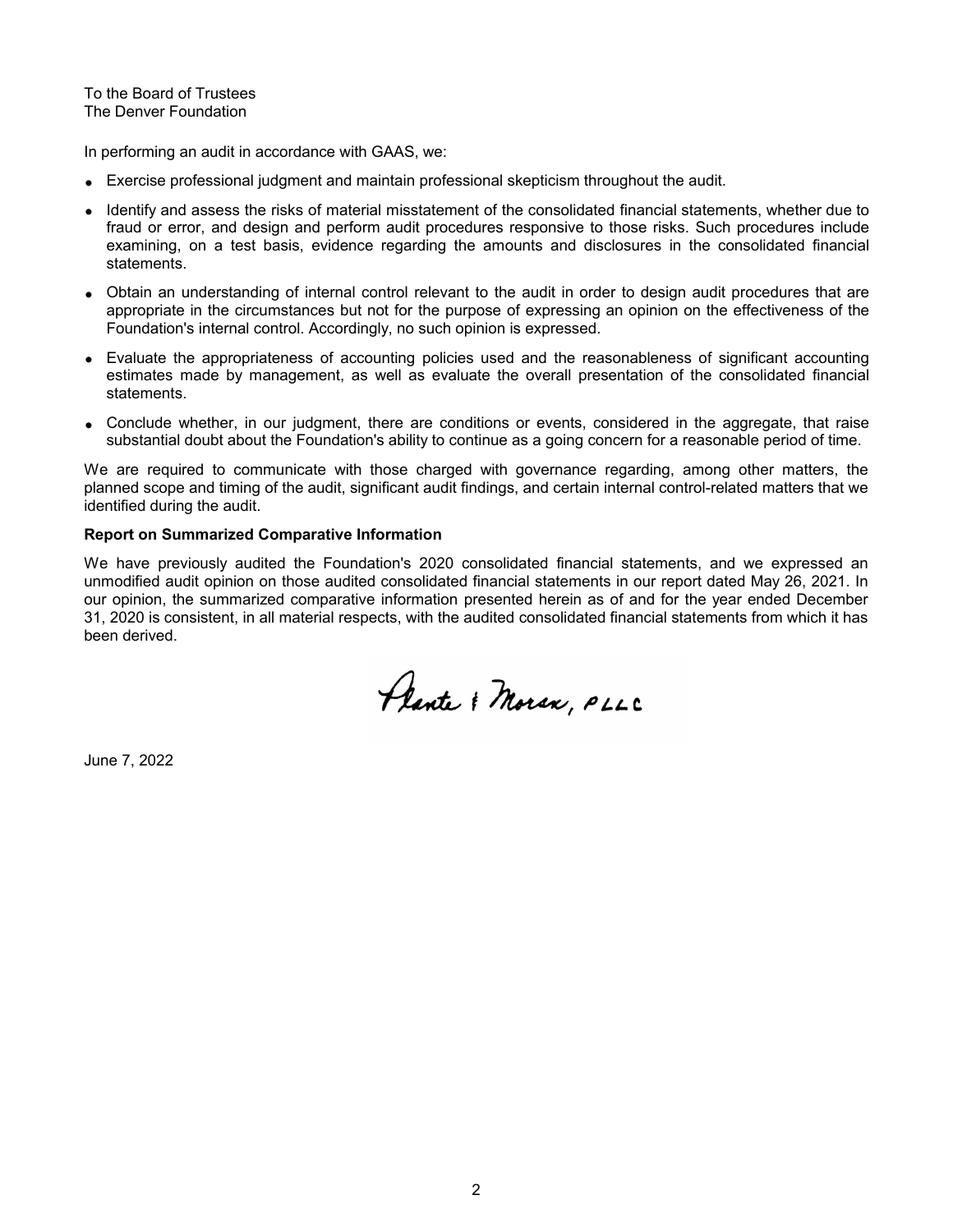To the Board of Trustees
The Denver Foundation

In performing an audit in accordance with GAAS, we:

- Exercise professional judgment and maintain professional skepticism throughout the audit.
- Identify and assess the risks of material misstatement of the consolidated financial statements, whether due to fraud or error, and design and perform audit procedures responsive to those risks. Such procedures include examining, on a test basis, evidence regarding the amounts and disclosures in the consolidated financial statements.
- Obtain an understanding of internal control relevant to the audit in order to design audit procedures that are appropriate in the circumstances but not for the purpose of expressing an opinion on the effectiveness of the Foundation's internal control. Accordingly, no such opinion is expressed.
- Evaluate the appropriateness of accounting policies used and the reasonableness of significant accounting estimates made by management, as well as evaluate the overall presentation of the consolidated financial statements.
- Conclude whether, in our judgment, there are conditions or events, considered in the aggregate, that raise substantial doubt about the Foundation's ability to continue as a going concern for a reasonable period of time.

We are required to communicate with those charged with governance regarding, among other matters, the planned scope and timing of the audit, significant audit findings, and certain internal control-related matters that we identified during the audit.

**Report on Summarized Comparative Information**

We have previously audited the Foundation's 2020 consolidated financial statements, and we expressed an unmodified audit opinion on those audited consolidated financial statements in our report dated May 26, 2021. In our opinion, the summarized comparative information presented herein as of and for the year ended December 31, 2020 is consistent, in all material respects, with the audited consolidated financial statements from which it has been derived.

Plante & Moran, PLLC

June 7, 2022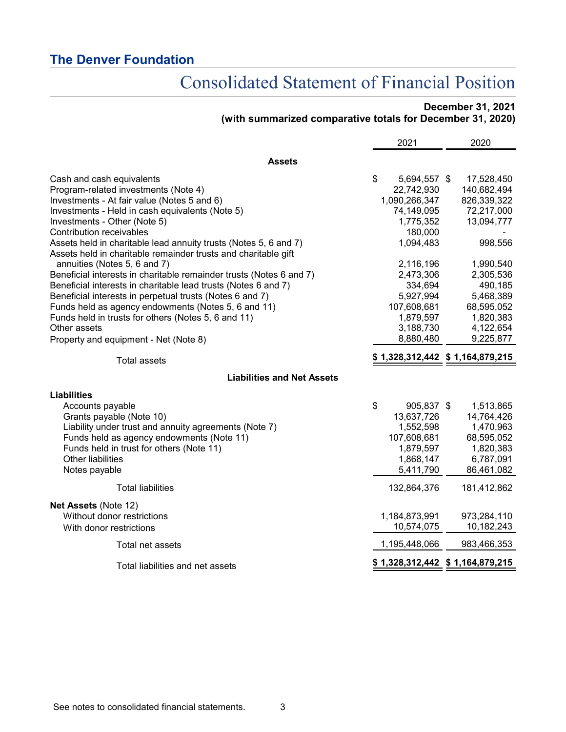## The Denver Foundation

# Consolidated Statement of Financial Position

**December 31, 2021**
**(with summarized comparative totals for December 31, 2020)**

| | 2021 | 2020 |
|---|---|---|
| **Assets** | | |
| Cash and cash equivalents | $ 5,694,557 | $ 17,528,450 |
| Program-related investments (Note 4) | 22,742,930 | 140,682,494 |
| Investments - At fair value (Notes 5 and 6) | 1,090,266,347 | 826,339,322 |
| Investments - Held in cash equivalents (Note 5) | 74,149,095 | 72,217,000 |
| Investments - Other (Note 5) | 1,775,352 | 13,094,777 |
| Contribution receivables | 180,000 | - |
| Assets held in charitable lead annuity trusts (Notes 5, 6 and 7) | 1,094,483 | 998,556 |
| Assets held in charitable remainder trusts and charitable gift annuities (Notes 5, 6 and 7) | 2,116,196 | 1,990,540 |
| Beneficial interests in charitable remainder trusts (Notes 6 and 7) | 2,473,306 | 2,305,536 |
| Beneficial interests in charitable lead trusts (Notes 6 and 7) | 334,694 | 490,185 |
| Beneficial interests in perpetual trusts (Notes 6 and 7) | 5,927,994 | 5,468,389 |
| Funds held as agency endowments (Notes 5, 6 and 11) | 107,608,681 | 68,595,052 |
| Funds held in trusts for others (Notes 5, 6 and 11) | 1,879,597 | 1,820,383 |
| Other assets | 3,188,730 | 4,122,654 |
| Property and equipment - Net (Note 8) | 8,880,480 | 9,225,877 |
| Total assets | **$ 1,328,312,442** | **$ 1,164,879,215** |
| **Liabilities and Net Assets** | | |
| **Liabilities** | | |
| Accounts payable | $ 905,837 | $ 1,513,865 |
| Grants payable (Note 10) | 13,637,726 | 14,764,426 |
| Liability under trust and annuity agreements (Note 7) | 1,552,598 | 1,470,963 |
| Funds held as agency endowments (Note 11) | 107,608,681 | 68,595,052 |
| Funds held in trust for others (Note 11) | 1,879,597 | 1,820,383 |
| Other liabilities | 1,868,147 | 6,787,091 |
| Notes payable | 5,411,790 | 86,461,082 |
| Total liabilities | 132,864,376 | 181,412,862 |
| **Net Assets** (Note 12) | | |
| Without donor restrictions | 1,184,873,991 | 973,284,110 |
| With donor restrictions | 10,574,075 | 10,182,243 |
| Total net assets | 1,195,448,066 | 983,466,353 |
| Total liabilities and net assets | **$ 1,328,312,442** | **$ 1,164,879,215** |

See notes to consolidated financial statements.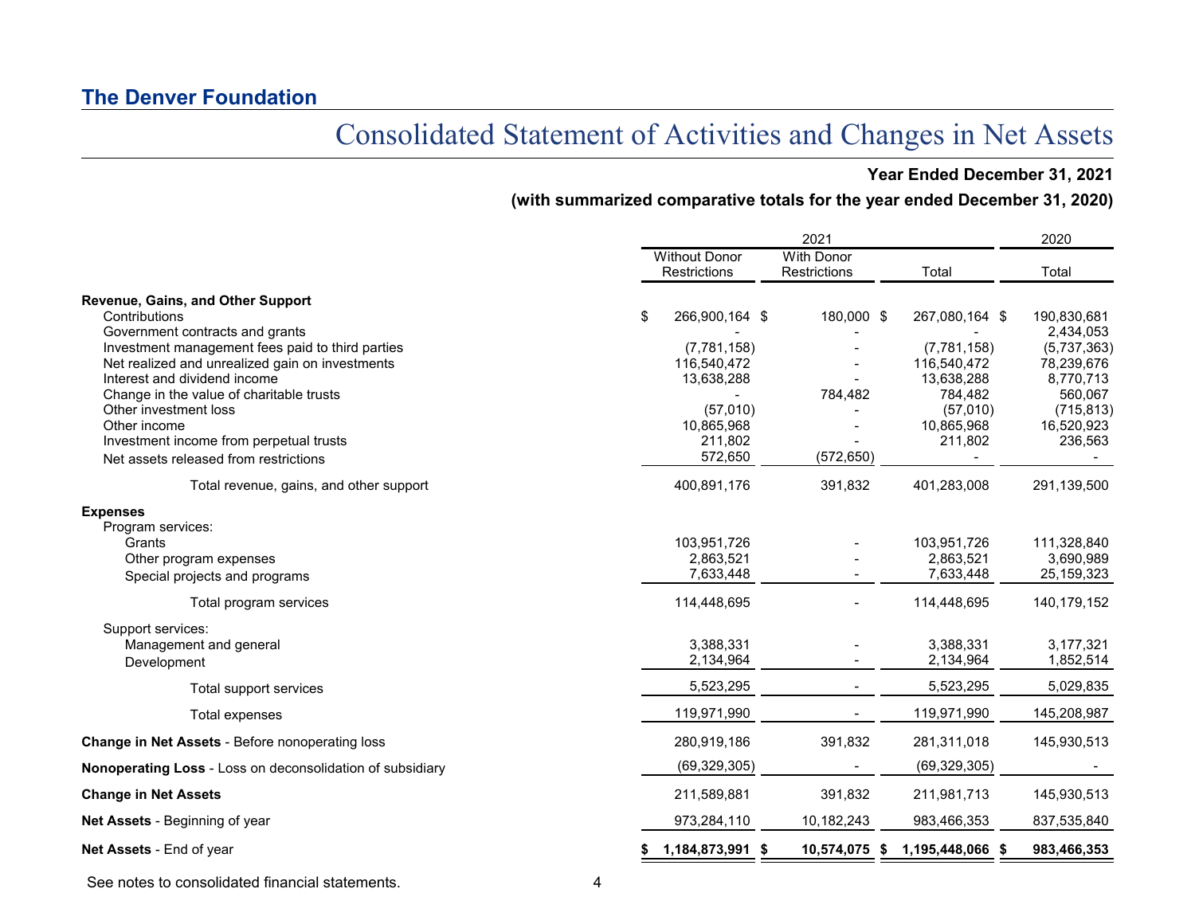**The Denver Foundation**

# Consolidated Statement of Activities and Changes in Net Assets

**Year Ended December 31, 2021**

**(with summarized comparative totals for the year ended December 31, 2020)**

| | 2021 | | | 2020 |
|---|---|---|---|---|
| | Without Donor Restrictions | With Donor Restrictions | Total | Total |
| **Revenue, Gains, and Other Support** | | | | |
| Contributions | $ 266,900,164 | $ 180,000 | $ 267,080,164 | $ 190,830,681 |
| Government contracts and grants | - | - | - | 2,434,053 |
| Investment management fees paid to third parties | (7,781,158) | - | (7,781,158) | (5,737,363) |
| Net realized and unrealized gain on investments | 116,540,472 | - | 116,540,472 | 78,239,676 |
| Interest and dividend income | 13,638,288 | - | 13,638,288 | 8,770,713 |
| Change in the value of charitable trusts | - | 784,482 | 784,482 | 560,067 |
| Other investment loss | (57,010) | - | (57,010) | (715,813) |
| Other income | 10,865,968 | - | 10,865,968 | 16,520,923 |
| Investment income from perpetual trusts | 211,802 | - | 211,802 | 236,563 |
| Net assets released from restrictions | 572,650 | (572,650) | - | - |
| Total revenue, gains, and other support | 400,891,176 | 391,832 | 401,283,008 | 291,139,500 |
| **Expenses** | | | | |
| Program services: | | | | |
| Grants | 103,951,726 | - | 103,951,726 | 111,328,840 |
| Other program expenses | 2,863,521 | - | 2,863,521 | 3,690,989 |
| Special projects and programs | 7,633,448 | - | 7,633,448 | 25,159,323 |
| Total program services | 114,448,695 | - | 114,448,695 | 140,179,152 |
| Support services: | | | | |
| Management and general | 3,388,331 | - | 3,388,331 | 3,177,321 |
| Development | 2,134,964 | - | 2,134,964 | 1,852,514 |
| Total support services | 5,523,295 | - | 5,523,295 | 5,029,835 |
| Total expenses | 119,971,990 | - | 119,971,990 | 145,208,987 |
| **Change in Net Assets** - Before nonoperating loss | 280,919,186 | 391,832 | 281,311,018 | 145,930,513 |
| **Nonoperating Loss** - Loss on deconsolidation of subsidiary | (69,329,305) | - | (69,329,305) | - |
| **Change in Net Assets** | 211,589,881 | 391,832 | 211,981,713 | 145,930,513 |
| **Net Assets** - Beginning of year | 973,284,110 | 10,182,243 | 983,466,353 | 837,535,840 |
| **Net Assets** - End of year | **$ 1,184,873,991** | **$ 10,574,075** | **$ 1,195,448,066** | **$ 983,466,353** |

See notes to consolidated financial statements.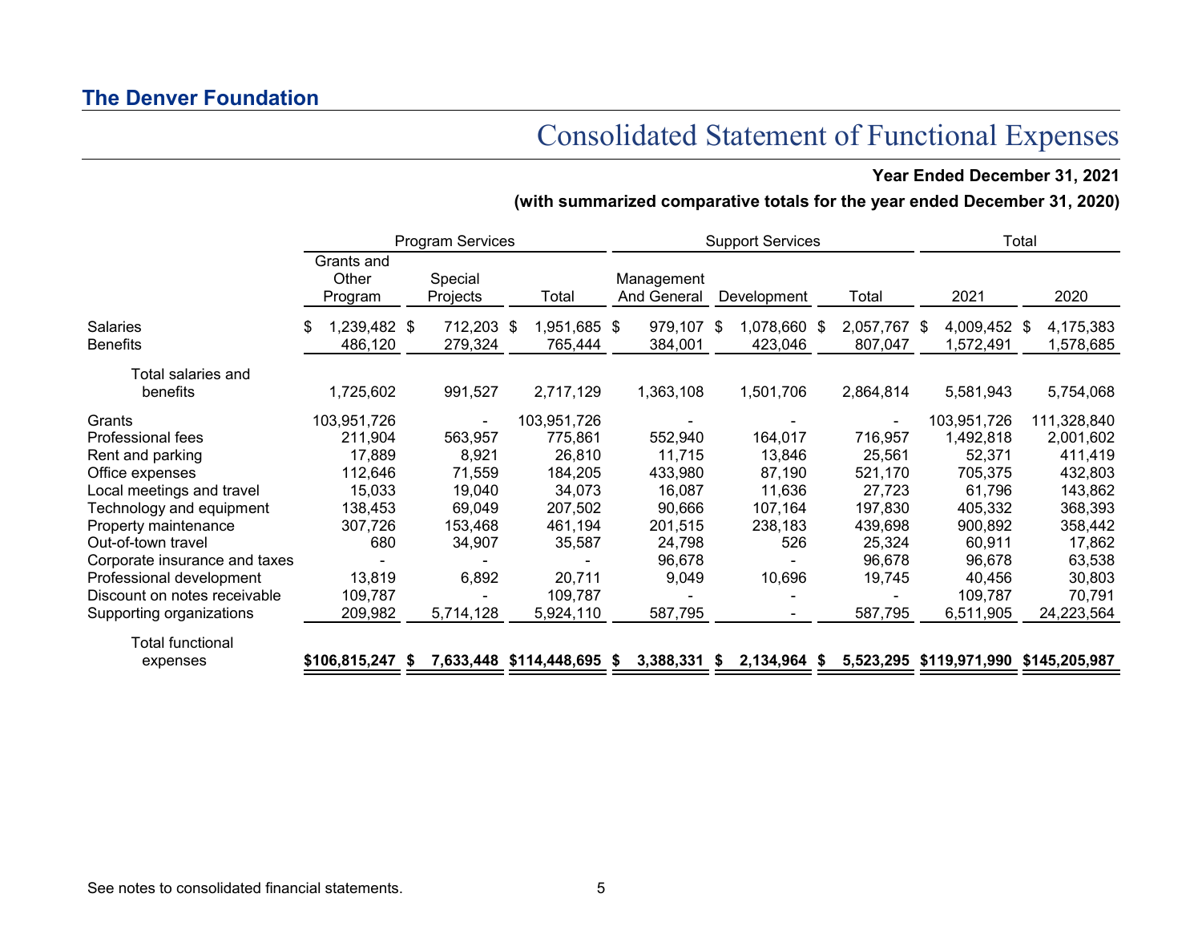## The Denver Foundation

# Consolidated Statement of Functional Expenses

**Year Ended December 31, 2021**

**(with summarized comparative totals for the year ended December 31, 2020)**

| | Program Services | | | Support Services | | | Total | |
|---|---|---|---|---|---|---|---|---|
| | Grants and Other Program | Special Projects | Total | Management And General | Development | Total | 2021 | 2020 |
| Salaries | $ 1,239,482 | $ 712,203 | $ 1,951,685 | $ 979,107 | $ 1,078,660 | $ 2,057,767 | $ 4,009,452 | $ 4,175,383 |
| Benefits | 486,120 | 279,324 | 765,444 | 384,001 | 423,046 | 807,047 | 1,572,491 | 1,578,685 |
| Total salaries and benefits | 1,725,602 | 991,527 | 2,717,129 | 1,363,108 | 1,501,706 | 2,864,814 | 5,581,943 | 5,754,068 |
| Grants | 103,951,726 | - | 103,951,726 | - | - | - | 103,951,726 | 111,328,840 |
| Professional fees | 211,904 | 563,957 | 775,861 | 552,940 | 164,017 | 716,957 | 1,492,818 | 2,001,602 |
| Rent and parking | 17,889 | 8,921 | 26,810 | 11,715 | 13,846 | 25,561 | 52,371 | 411,419 |
| Office expenses | 112,646 | 71,559 | 184,205 | 433,980 | 87,190 | 521,170 | 705,375 | 432,803 |
| Local meetings and travel | 15,033 | 19,040 | 34,073 | 16,087 | 11,636 | 27,723 | 61,796 | 143,862 |
| Technology and equipment | 138,453 | 69,049 | 207,502 | 90,666 | 107,164 | 197,830 | 405,332 | 368,393 |
| Property maintenance | 307,726 | 153,468 | 461,194 | 201,515 | 238,183 | 439,698 | 900,892 | 358,442 |
| Out-of-town travel | 680 | 34,907 | 35,587 | 24,798 | 526 | 25,324 | 60,911 | 17,862 |
| Corporate insurance and taxes | - | - | - | 96,678 | - | 96,678 | 96,678 | 63,538 |
| Professional development | 13,819 | 6,892 | 20,711 | 9,049 | 10,696 | 19,745 | 40,456 | 30,803 |
| Discount on notes receivable | 109,787 | - | 109,787 | - | - | - | 109,787 | 70,791 |
| Supporting organizations | 209,982 | 5,714,128 | 5,924,110 | 587,795 | - | 587,795 | 6,511,905 | 24,223,564 |
| Total functional expenses | **$106,815,247** | **$ 7,633,448** | **$114,448,695** | **$ 3,388,331** | **$ 2,134,964** | **$ 5,523,295** | **$119,971,990** | **$145,205,987** |

See notes to consolidated financial statements.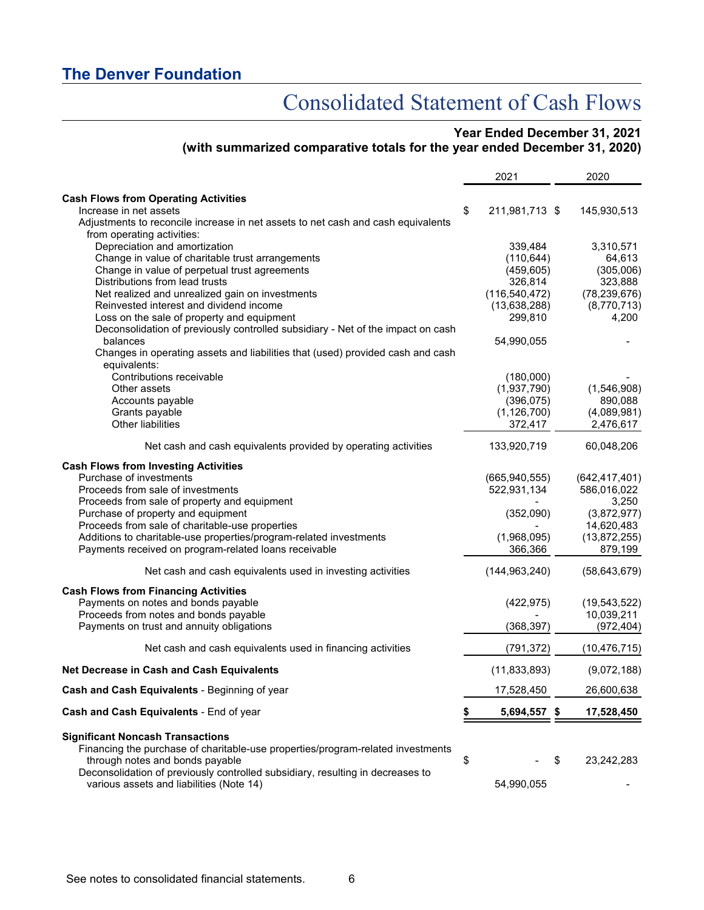## The Denver Foundation

# Consolidated Statement of Cash Flows

**Year Ended December 31, 2021**
**(with summarized comparative totals for the year ended December 31, 2020)**

| | 2021 | 2020 |
|---|---|---|
| **Cash Flows from Operating Activities** | | |
| Increase in net assets | $ 211,981,713 | $ 145,930,513 |
| Adjustments to reconcile increase in net assets to net cash and cash equivalents from operating activities: | | |
| Depreciation and amortization | 339,484 | 3,310,571 |
| Change in value of charitable trust arrangements | (110,644) | 64,613 |
| Change in value of perpetual trust agreements | (459,605) | (305,006) |
| Distributions from lead trusts | 326,814 | 323,888 |
| Net realized and unrealized gain on investments | (116,540,472) | (78,239,676) |
| Reinvested interest and dividend income | (13,638,288) | (8,770,713) |
| Loss on the sale of property and equipment | 299,810 | 4,200 |
| Deconsolidation of previously controlled subsidiary - Net of the impact on cash balances | 54,990,055 | - |
| Changes in operating assets and liabilities that (used) provided cash and cash equivalents: | | |
| Contributions receivable | (180,000) | - |
| Other assets | (1,937,790) | (1,546,908) |
| Accounts payable | (396,075) | 890,088 |
| Grants payable | (1,126,700) | (4,089,981) |
| Other liabilities | 372,417 | 2,476,617 |
| Net cash and cash equivalents provided by operating activities | 133,920,719 | 60,048,206 |
| **Cash Flows from Investing Activities** | | |
| Purchase of investments | (665,940,555) | (642,417,401) |
| Proceeds from sale of investments | 522,931,134 | 586,016,022 |
| Proceeds from sale of property and equipment | - | 3,250 |
| Purchase of property and equipment | (352,090) | (3,872,977) |
| Proceeds from sale of charitable-use properties | - | 14,620,483 |
| Additions to charitable-use properties/program-related investments | (1,968,095) | (13,872,255) |
| Payments received on program-related loans receivable | 366,366 | 879,199 |
| Net cash and cash equivalents used in investing activities | (144,963,240) | (58,643,679) |
| **Cash Flows from Financing Activities** | | |
| Payments on notes and bonds payable | (422,975) | (19,543,522) |
| Proceeds from notes and bonds payable | - | 10,039,211 |
| Payments on trust and annuity obligations | (368,397) | (972,404) |
| Net cash and cash equivalents used in financing activities | (791,372) | (10,476,715) |
| **Net Decrease in Cash and Cash Equivalents** | (11,833,893) | (9,072,188) |
| **Cash and Cash Equivalents** - Beginning of year | 17,528,450 | 26,600,638 |
| **Cash and Cash Equivalents** - End of year | **$ 5,694,557** | **$ 17,528,450** |
| **Significant Noncash Transactions** | | |
| Financing the purchase of charitable-use properties/program-related investments through notes and bonds payable | $ - | $ 23,242,283 |
| Deconsolidation of previously controlled subsidiary, resulting in decreases to various assets and liabilities (Note 14) | 54,990,055 | - |

See notes to consolidated financial statements.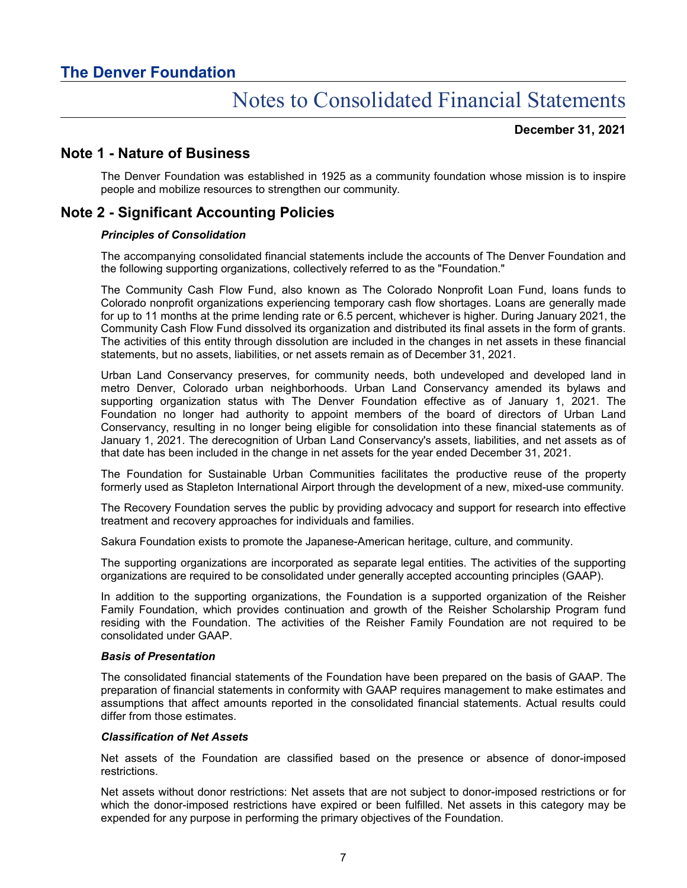# The Denver Foundation

# Notes to Consolidated Financial Statements

**December 31, 2021**

## Note 1 - Nature of Business

The Denver Foundation was established in 1925 as a community foundation whose mission is to inspire people and mobilize resources to strengthen our community.

## Note 2 - Significant Accounting Policies

### *Principles of Consolidation*

The accompanying consolidated financial statements include the accounts of The Denver Foundation and the following supporting organizations, collectively referred to as the "Foundation."

The Community Cash Flow Fund, also known as The Colorado Nonprofit Loan Fund, loans funds to Colorado nonprofit organizations experiencing temporary cash flow shortages. Loans are generally made for up to 11 months at the prime lending rate or 6.5 percent, whichever is higher. During January 2021, the Community Cash Flow Fund dissolved its organization and distributed its final assets in the form of grants. The activities of this entity through dissolution are included in the changes in net assets in these financial statements, but no assets, liabilities, or net assets remain as of December 31, 2021.

Urban Land Conservancy preserves, for community needs, both undeveloped and developed land in metro Denver, Colorado urban neighborhoods. Urban Land Conservancy amended its bylaws and supporting organization status with The Denver Foundation effective as of January 1, 2021. The Foundation no longer had authority to appoint members of the board of directors of Urban Land Conservancy, resulting in no longer being eligible for consolidation into these financial statements as of January 1, 2021. The derecognition of Urban Land Conservancy's assets, liabilities, and net assets as of that date has been included in the change in net assets for the year ended December 31, 2021.

The Foundation for Sustainable Urban Communities facilitates the productive reuse of the property formerly used as Stapleton International Airport through the development of a new, mixed-use community.

The Recovery Foundation serves the public by providing advocacy and support for research into effective treatment and recovery approaches for individuals and families.

Sakura Foundation exists to promote the Japanese-American heritage, culture, and community.

The supporting organizations are incorporated as separate legal entities. The activities of the supporting organizations are required to be consolidated under generally accepted accounting principles (GAAP).

In addition to the supporting organizations, the Foundation is a supported organization of the Reisher Family Foundation, which provides continuation and growth of the Reisher Scholarship Program fund residing with the Foundation. The activities of the Reisher Family Foundation are not required to be consolidated under GAAP.

### *Basis of Presentation*

The consolidated financial statements of the Foundation have been prepared on the basis of GAAP. The preparation of financial statements in conformity with GAAP requires management to make estimates and assumptions that affect amounts reported in the consolidated financial statements. Actual results could differ from those estimates.

### *Classification of Net Assets*

Net assets of the Foundation are classified based on the presence or absence of donor-imposed restrictions.

Net assets without donor restrictions: Net assets that are not subject to donor-imposed restrictions or for which the donor-imposed restrictions have expired or been fulfilled. Net assets in this category may be expended for any purpose in performing the primary objectives of the Foundation.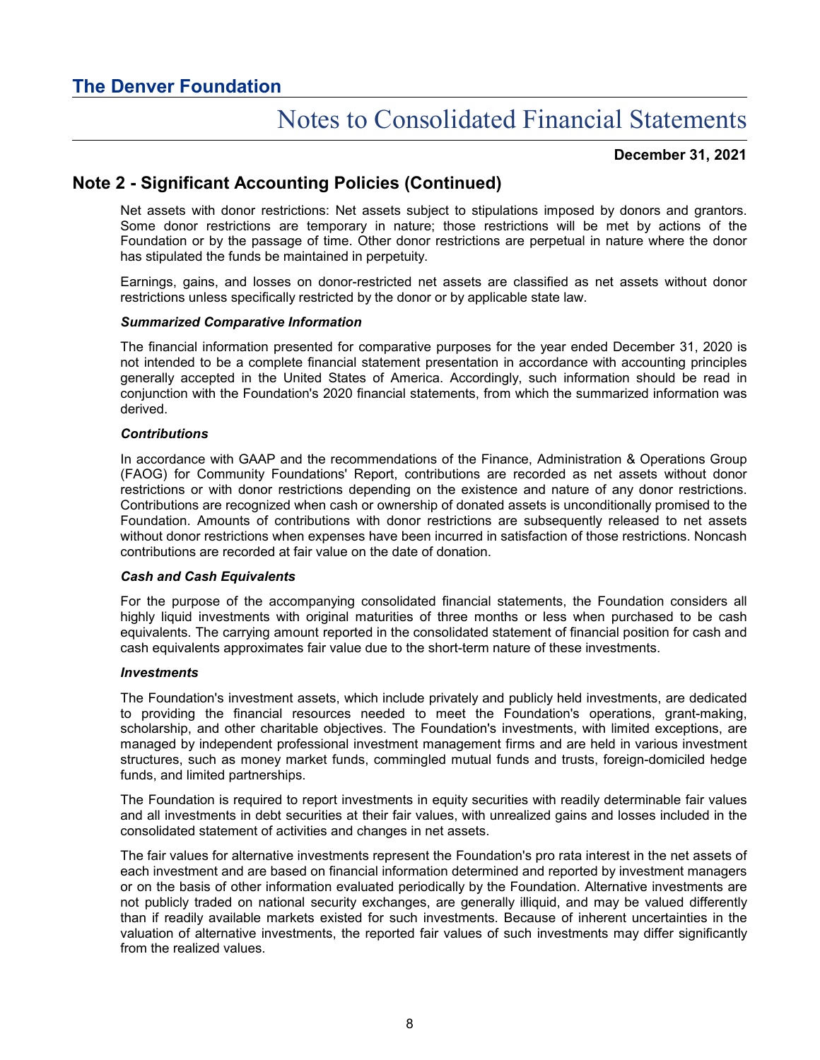## Note 2 - Significant Accounting Policies (Continued)

Net assets with donor restrictions: Net assets subject to stipulations imposed by donors and grantors. Some donor restrictions are temporary in nature; those restrictions will be met by actions of the Foundation or by the passage of time. Other donor restrictions are perpetual in nature where the donor has stipulated the funds be maintained in perpetuity.

Earnings, gains, and losses on donor-restricted net assets are classified as net assets without donor restrictions unless specifically restricted by the donor or by applicable state law.

### *Summarized Comparative Information*

The financial information presented for comparative purposes for the year ended December 31, 2020 is not intended to be a complete financial statement presentation in accordance with accounting principles generally accepted in the United States of America. Accordingly, such information should be read in conjunction with the Foundation's 2020 financial statements, from which the summarized information was derived.

### *Contributions*

In accordance with GAAP and the recommendations of the Finance, Administration & Operations Group (FAOG) for Community Foundations' Report, contributions are recorded as net assets without donor restrictions or with donor restrictions depending on the existence and nature of any donor restrictions. Contributions are recognized when cash or ownership of donated assets is unconditionally promised to the Foundation. Amounts of contributions with donor restrictions are subsequently released to net assets without donor restrictions when expenses have been incurred in satisfaction of those restrictions. Noncash contributions are recorded at fair value on the date of donation.

### *Cash and Cash Equivalents*

For the purpose of the accompanying consolidated financial statements, the Foundation considers all highly liquid investments with original maturities of three months or less when purchased to be cash equivalents. The carrying amount reported in the consolidated statement of financial position for cash and cash equivalents approximates fair value due to the short-term nature of these investments.

### *Investments*

The Foundation's investment assets, which include privately and publicly held investments, are dedicated to providing the financial resources needed to meet the Foundation's operations, grant-making, scholarship, and other charitable objectives. The Foundation's investments, with limited exceptions, are managed by independent professional investment management firms and are held in various investment structures, such as money market funds, commingled mutual funds and trusts, foreign-domiciled hedge funds, and limited partnerships.

The Foundation is required to report investments in equity securities with readily determinable fair values and all investments in debt securities at their fair values, with unrealized gains and losses included in the consolidated statement of activities and changes in net assets.

The fair values for alternative investments represent the Foundation's pro rata interest in the net assets of each investment and are based on financial information determined and reported by investment managers or on the basis of other information evaluated periodically by the Foundation. Alternative investments are not publicly traded on national security exchanges, are generally illiquid, and may be valued differently than if readily available markets existed for such investments. Because of inherent uncertainties in the valuation of alternative investments, the reported fair values of such investments may differ significantly from the realized values.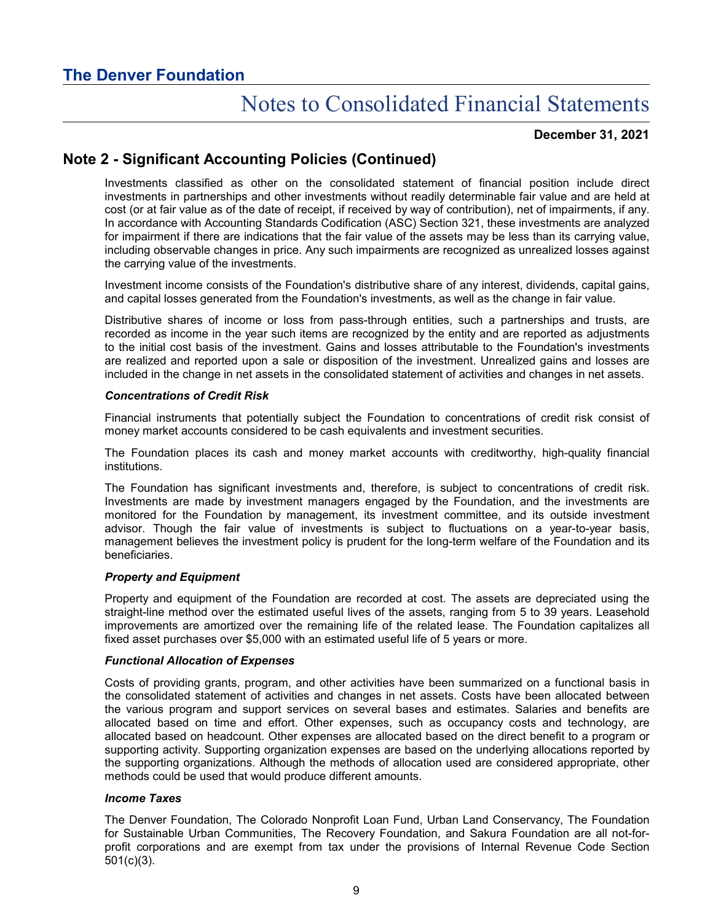## Note 2 - Significant Accounting Policies (Continued)

Investments classified as other on the consolidated statement of financial position include direct investments in partnerships and other investments without readily determinable fair value and are held at cost (or at fair value as of the date of receipt, if received by way of contribution), net of impairments, if any. In accordance with Accounting Standards Codification (ASC) Section 321, these investments are analyzed for impairment if there are indications that the fair value of the assets may be less than its carrying value, including observable changes in price. Any such impairments are recognized as unrealized losses against the carrying value of the investments.

Investment income consists of the Foundation's distributive share of any interest, dividends, capital gains, and capital losses generated from the Foundation's investments, as well as the change in fair value.

Distributive shares of income or loss from pass-through entities, such a partnerships and trusts, are recorded as income in the year such items are recognized by the entity and are reported as adjustments to the initial cost basis of the investment. Gains and losses attributable to the Foundation's investments are realized and reported upon a sale or disposition of the investment. Unrealized gains and losses are included in the change in net assets in the consolidated statement of activities and changes in net assets.

### *Concentrations of Credit Risk*

Financial instruments that potentially subject the Foundation to concentrations of credit risk consist of money market accounts considered to be cash equivalents and investment securities.

The Foundation places its cash and money market accounts with creditworthy, high-quality financial institutions.

The Foundation has significant investments and, therefore, is subject to concentrations of credit risk. Investments are made by investment managers engaged by the Foundation, and the investments are monitored for the Foundation by management, its investment committee, and its outside investment advisor. Though the fair value of investments is subject to fluctuations on a year-to-year basis, management believes the investment policy is prudent for the long-term welfare of the Foundation and its beneficiaries.

### *Property and Equipment*

Property and equipment of the Foundation are recorded at cost. The assets are depreciated using the straight-line method over the estimated useful lives of the assets, ranging from 5 to 39 years. Leasehold improvements are amortized over the remaining life of the related lease. The Foundation capitalizes all fixed asset purchases over $5,000 with an estimated useful life of 5 years or more.

### *Functional Allocation of Expenses*

Costs of providing grants, program, and other activities have been summarized on a functional basis in the consolidated statement of activities and changes in net assets. Costs have been allocated between the various program and support services on several bases and estimates. Salaries and benefits are allocated based on time and effort. Other expenses, such as occupancy costs and technology, are allocated based on headcount. Other expenses are allocated based on the direct benefit to a program or supporting activity. Supporting organization expenses are based on the underlying allocations reported by the supporting organizations. Although the methods of allocation used are considered appropriate, other methods could be used that would produce different amounts.

### *Income Taxes*

The Denver Foundation, The Colorado Nonprofit Loan Fund, Urban Land Conservancy, The Foundation for Sustainable Urban Communities, The Recovery Foundation, and Sakura Foundation are all not-for-profit corporations and are exempt from tax under the provisions of Internal Revenue Code Section 501(c)(3).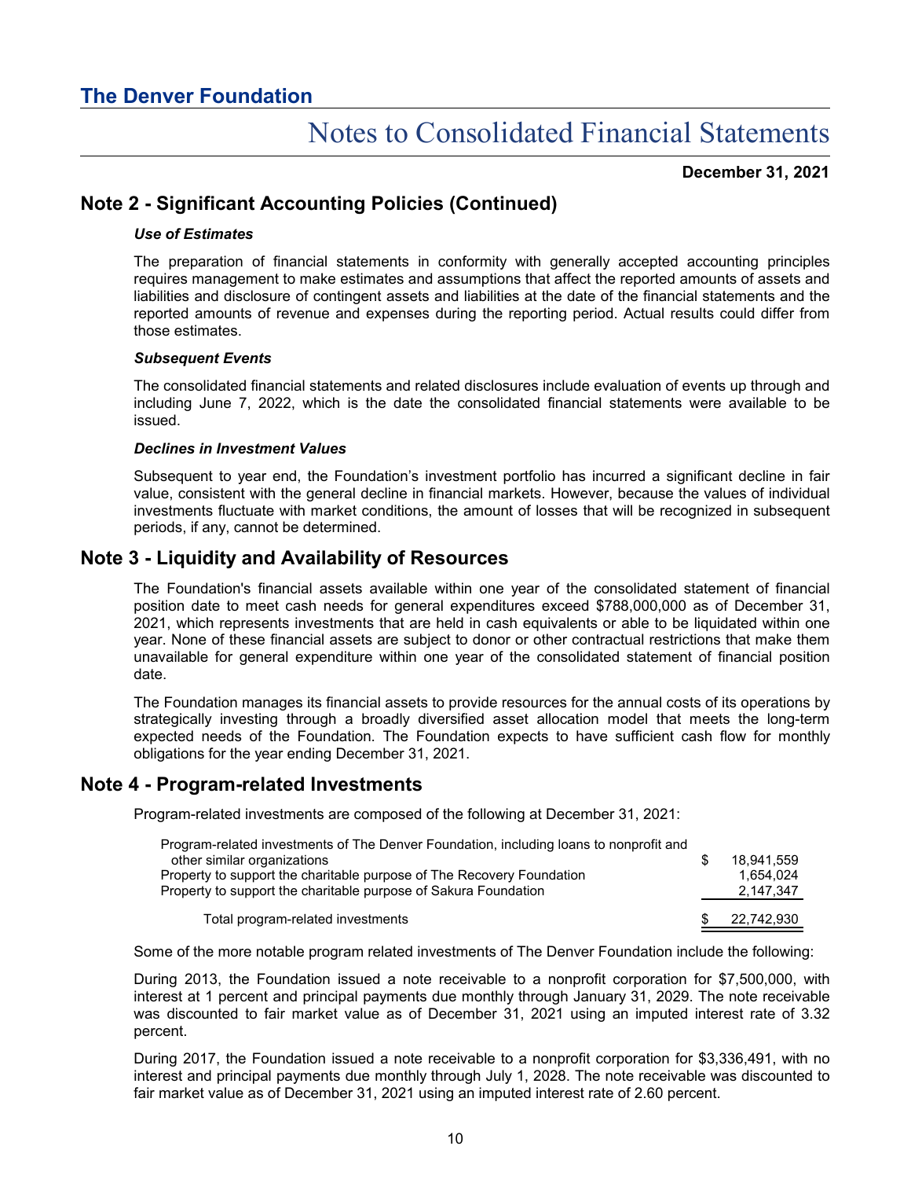## Note 2 - Significant Accounting Policies (Continued)

***Use of Estimates***

The preparation of financial statements in conformity with generally accepted accounting principles requires management to make estimates and assumptions that affect the reported amounts of assets and liabilities and disclosure of contingent assets and liabilities at the date of the financial statements and the reported amounts of revenue and expenses during the reporting period. Actual results could differ from those estimates.

***Subsequent Events***

The consolidated financial statements and related disclosures include evaluation of events up through and including June 7, 2022, which is the date the consolidated financial statements were available to be issued.

***Declines in Investment Values***

Subsequent to year end, the Foundation's investment portfolio has incurred a significant decline in fair value, consistent with the general decline in financial markets. However, because the values of individual investments fluctuate with market conditions, the amount of losses that will be recognized in subsequent periods, if any, cannot be determined.

## Note 3 - Liquidity and Availability of Resources

The Foundation's financial assets available within one year of the consolidated statement of financial position date to meet cash needs for general expenditures exceed $788,000,000 as of December 31, 2021, which represents investments that are held in cash equivalents or able to be liquidated within one year. None of these financial assets are subject to donor or other contractual restrictions that make them unavailable for general expenditure within one year of the consolidated statement of financial position date.

The Foundation manages its financial assets to provide resources for the annual costs of its operations by strategically investing through a broadly diversified asset allocation model that meets the long-term expected needs of the Foundation. The Foundation expects to have sufficient cash flow for monthly obligations for the year ending December 31, 2021.

## Note 4 - Program-related Investments

Program-related investments are composed of the following at December 31, 2021:

| | |
|---|---|
| Program-related investments of The Denver Foundation, including loans to nonprofit and other similar organizations | $ 18,941,559 |
| Property to support the charitable purpose of The Recovery Foundation | 1,654,024 |
| Property to support the charitable purpose of Sakura Foundation | 2,147,347 |
| Total program-related investments | $ 22,742,930 |

Some of the more notable program related investments of The Denver Foundation include the following:

During 2013, the Foundation issued a note receivable to a nonprofit corporation for $7,500,000, with interest at 1 percent and principal payments due monthly through January 31, 2029. The note receivable was discounted to fair market value as of December 31, 2021 using an imputed interest rate of 3.32 percent.

During 2017, the Foundation issued a note receivable to a nonprofit corporation for $3,336,491, with no interest and principal payments due monthly through July 1, 2028. The note receivable was discounted to fair market value as of December 31, 2021 using an imputed interest rate of 2.60 percent.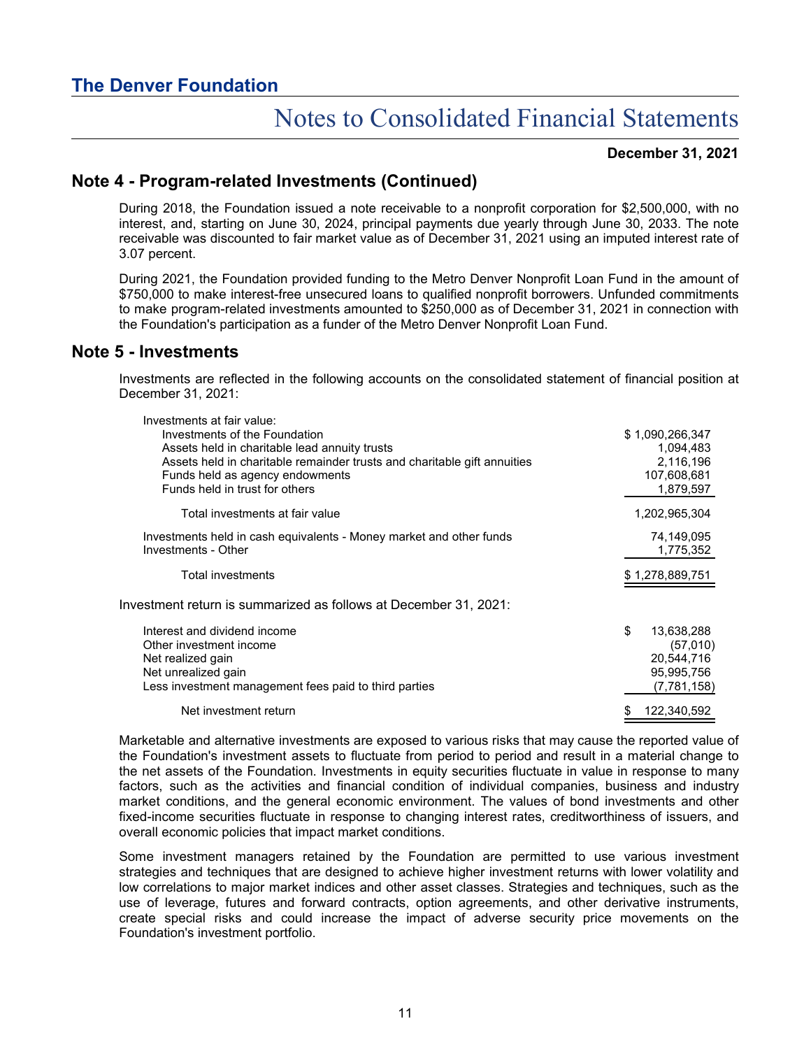## Note 4 - Program-related Investments (Continued)

During 2018, the Foundation issued a note receivable to a nonprofit corporation for $2,500,000, with no interest, and, starting on June 30, 2024, principal payments due yearly through June 30, 2033. The note receivable was discounted to fair market value as of December 31, 2021 using an imputed interest rate of 3.07 percent.

During 2021, the Foundation provided funding to the Metro Denver Nonprofit Loan Fund in the amount of $750,000 to make interest-free unsecured loans to qualified nonprofit borrowers. Unfunded commitments to make program-related investments amounted to $250,000 as of December 31, 2021 in connection with the Foundation's participation as a funder of the Metro Denver Nonprofit Loan Fund.

## Note 5 - Investments

Investments are reflected in the following accounts on the consolidated statement of financial position at December 31, 2021:

| | |
|---|---|
| Investments at fair value: | |
| Investments of the Foundation | $ 1,090,266,347 |
| Assets held in charitable lead annuity trusts | 1,094,483 |
| Assets held in charitable remainder trusts and charitable gift annuities | 2,116,196 |
| Funds held as agency endowments | 107,608,681 |
| Funds held in trust for others | 1,879,597 |
| Total investments at fair value | 1,202,965,304 |
| Investments held in cash equivalents - Money market and other funds | 74,149,095 |
| Investments - Other | 1,775,352 |
| Total investments | $ 1,278,889,751 |

Investment return is summarized as follows at December 31, 2021:

| | |
|---|---|
| Interest and dividend income | $ 13,638,288 |
| Other investment income | (57,010) |
| Net realized gain | 20,544,716 |
| Net unrealized gain | 95,995,756 |
| Less investment management fees paid to third parties | (7,781,158) |
| Net investment return | $ 122,340,592 |

Marketable and alternative investments are exposed to various risks that may cause the reported value of the Foundation's investment assets to fluctuate from period to period and result in a material change to the net assets of the Foundation. Investments in equity securities fluctuate in value in response to many factors, such as the activities and financial condition of individual companies, business and industry market conditions, and the general economic environment. The values of bond investments and other fixed-income securities fluctuate in response to changing interest rates, creditworthiness of issuers, and overall economic policies that impact market conditions.

Some investment managers retained by the Foundation are permitted to use various investment strategies and techniques that are designed to achieve higher investment returns with lower volatility and low correlations to major market indices and other asset classes. Strategies and techniques, such as the use of leverage, futures and forward contracts, option agreements, and other derivative instruments, create special risks and could increase the impact of adverse security price movements on the Foundation's investment portfolio.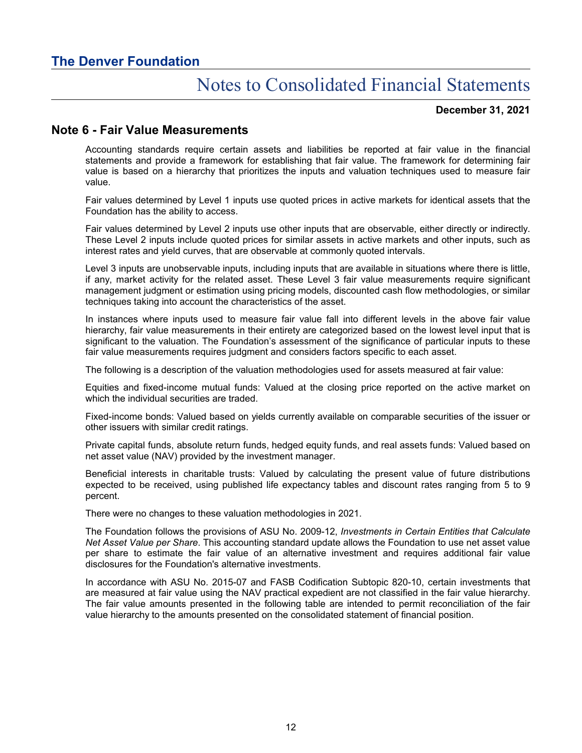## Note 6 - Fair Value Measurements

Accounting standards require certain assets and liabilities be reported at fair value in the financial statements and provide a framework for establishing that fair value. The framework for determining fair value is based on a hierarchy that prioritizes the inputs and valuation techniques used to measure fair value.

Fair values determined by Level 1 inputs use quoted prices in active markets for identical assets that the Foundation has the ability to access.

Fair values determined by Level 2 inputs use other inputs that are observable, either directly or indirectly. These Level 2 inputs include quoted prices for similar assets in active markets and other inputs, such as interest rates and yield curves, that are observable at commonly quoted intervals.

Level 3 inputs are unobservable inputs, including inputs that are available in situations where there is little, if any, market activity for the related asset. These Level 3 fair value measurements require significant management judgment or estimation using pricing models, discounted cash flow methodologies, or similar techniques taking into account the characteristics of the asset.

In instances where inputs used to measure fair value fall into different levels in the above fair value hierarchy, fair value measurements in their entirety are categorized based on the lowest level input that is significant to the valuation. The Foundation's assessment of the significance of particular inputs to these fair value measurements requires judgment and considers factors specific to each asset.

The following is a description of the valuation methodologies used for assets measured at fair value:

Equities and fixed-income mutual funds: Valued at the closing price reported on the active market on which the individual securities are traded.

Fixed-income bonds: Valued based on yields currently available on comparable securities of the issuer or other issuers with similar credit ratings.

Private capital funds, absolute return funds, hedged equity funds, and real assets funds: Valued based on net asset value (NAV) provided by the investment manager.

Beneficial interests in charitable trusts: Valued by calculating the present value of future distributions expected to be received, using published life expectancy tables and discount rates ranging from 5 to 9 percent.

There were no changes to these valuation methodologies in 2021.

The Foundation follows the provisions of ASU No. 2009-12, *Investments in Certain Entities that Calculate Net Asset Value per Share*. This accounting standard update allows the Foundation to use net asset value per share to estimate the fair value of an alternative investment and requires additional fair value disclosures for the Foundation's alternative investments.

In accordance with ASU No. 2015-07 and FASB Codification Subtopic 820-10, certain investments that are measured at fair value using the NAV practical expedient are not classified in the fair value hierarchy. The fair value amounts presented in the following table are intended to permit reconciliation of the fair value hierarchy to the amounts presented on the consolidated statement of financial position.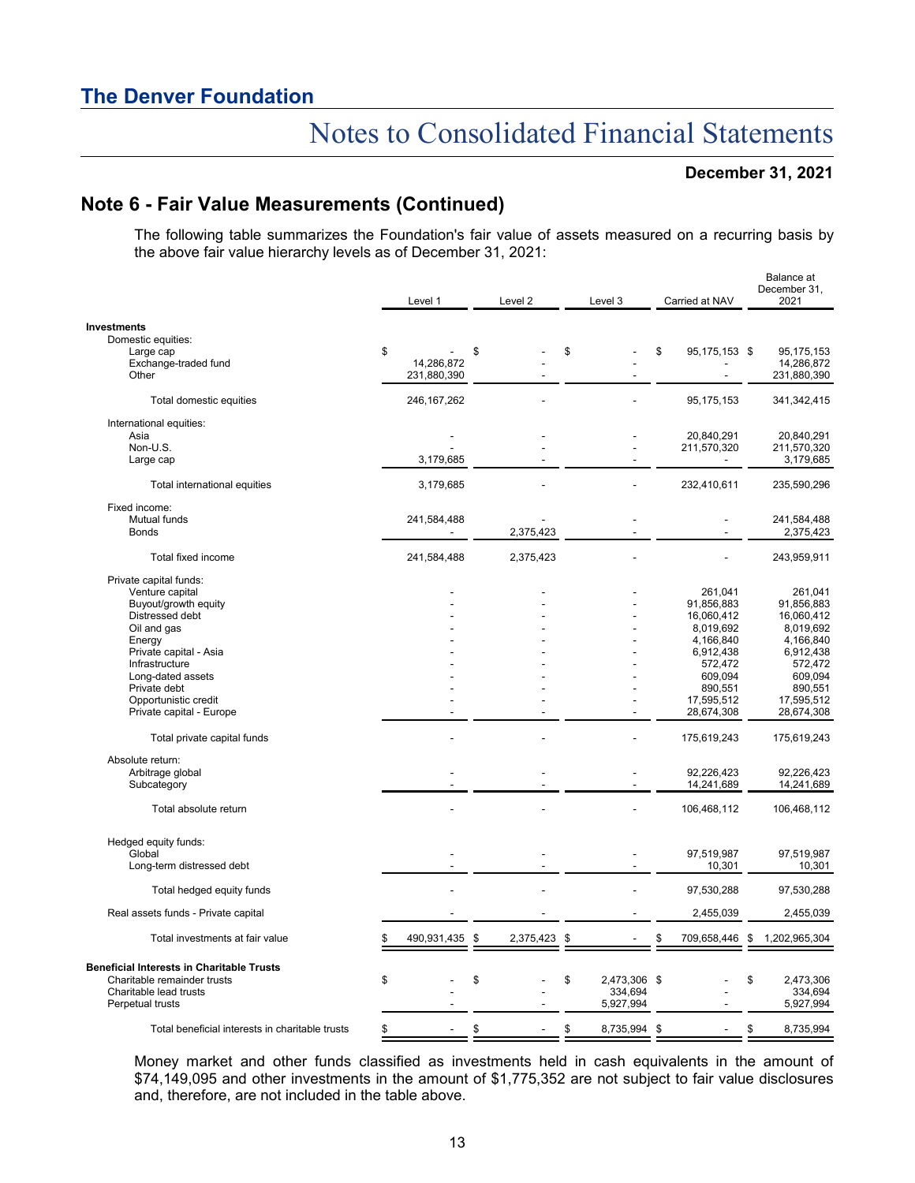## Note 6 - Fair Value Measurements (Continued)

The following table summarizes the Foundation's fair value of assets measured on a recurring basis by the above fair value hierarchy levels as of December 31, 2021:

| | Level 1 | Level 2 | Level 3 | Carried at NAV | Balance at December 31, 2021 |
|---|---|---|---|---|---|
| **Investments** | | | | | |
| Domestic equities: | | | | | |
| Large cap | $ - | $ - | $ - | $ 95,175,153 | $ 95,175,153 |
| Exchange-traded fund | 14,286,872 | - | - | - | 14,286,872 |
| Other | 231,880,390 | - | - | - | 231,880,390 |
| Total domestic equities | 246,167,262 | - | - | 95,175,153 | 341,342,415 |
| International equities: | | | | | |
| Asia | - | - | - | 20,840,291 | 20,840,291 |
| Non-U.S. | - | - | - | 211,570,320 | 211,570,320 |
| Large cap | 3,179,685 | - | - | - | 3,179,685 |
| Total international equities | 3,179,685 | - | - | 232,410,611 | 235,590,296 |
| Fixed income: | | | | | |
| Mutual funds | 241,584,488 | - | - | - | 241,584,488 |
| Bonds | - | 2,375,423 | - | - | 2,375,423 |
| Total fixed income | 241,584,488 | 2,375,423 | - | - | 243,959,911 |
| Private capital funds: | | | | | |
| Venture capital | - | - | - | 261,041 | 261,041 |
| Buyout/growth equity | - | - | - | 91,856,883 | 91,856,883 |
| Distressed debt | - | - | - | 16,060,412 | 16,060,412 |
| Oil and gas | - | - | - | 8,019,692 | 8,019,692 |
| Energy | - | - | - | 4,166,840 | 4,166,840 |
| Private capital - Asia | - | - | - | 6,912,438 | 6,912,438 |
| Infrastructure | - | - | - | 572,472 | 572,472 |
| Long-dated assets | - | - | - | 609,094 | 609,094 |
| Private debt | - | - | - | 890,551 | 890,551 |
| Opportunistic credit | - | - | - | 17,595,512 | 17,595,512 |
| Private capital - Europe | - | - | - | 28,674,308 | 28,674,308 |
| Total private capital funds | - | - | - | 175,619,243 | 175,619,243 |
| Absolute return: | | | | | |
| Arbitrage global | - | - | - | 92,226,423 | 92,226,423 |
| Subcategory | - | - | - | 14,241,689 | 14,241,689 |
| Total absolute return | - | - | - | 106,468,112 | 106,468,112 |
| Hedged equity funds: | | | | | |
| Global | - | - | - | 97,519,987 | 97,519,987 |
| Long-term distressed debt | - | - | - | 10,301 | 10,301 |
| Total hedged equity funds | - | - | - | 97,530,288 | 97,530,288 |
| Real assets funds - Private capital | - | - | - | 2,455,039 | 2,455,039 |
| Total investments at fair value | $ 490,931,435 | $ 2,375,423 | $ - | $ 709,658,446 | $ 1,202,965,304 |
| **Beneficial Interests in Charitable Trusts** | | | | | |
| Charitable remainder trusts | $ - | $ - | $ 2,473,306 | $ - | $ 2,473,306 |
| Charitable lead trusts | - | - | 334,694 | - | 334,694 |
| Perpetual trusts | - | - | 5,927,994 | - | 5,927,994 |
| Total beneficial interests in charitable trusts | $ - | $ - | $ 8,735,994 | $ - | $ 8,735,994 |

Money market and other funds classified as investments held in cash equivalents in the amount of $74,149,095 and other investments in the amount of $1,775,352 are not subject to fair value disclosures and, therefore, are not included in the table above.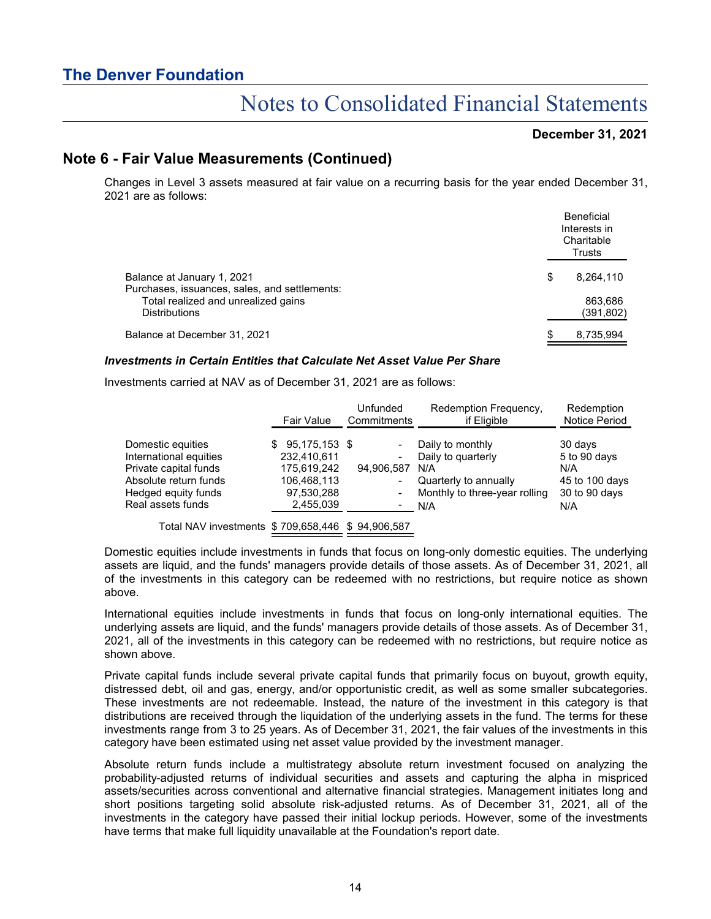## Note 6 - Fair Value Measurements (Continued)

Changes in Level 3 assets measured at fair value on a recurring basis for the year ended December 31, 2021 are as follows:

| | Beneficial Interests in Charitable Trusts |
|---|---|
| Balance at January 1, 2021 | $ 8,264,110 |
| Purchases, issuances, sales, and settlements: | |
| Total realized and unrealized gains | 863,686 |
| Distributions | (391,802) |
| Balance at December 31, 2021 | $ 8,735,994 |

### *Investments in Certain Entities that Calculate Net Asset Value Per Share*

Investments carried at NAV as of December 31, 2021 are as follows:

| | Fair Value | Unfunded Commitments | Redemption Frequency, if Eligible | Redemption Notice Period |
|---|---|---|---|---|
| Domestic equities | $ 95,175,153 | $ - | Daily to monthly | 30 days |
| International equities | 232,410,611 | - | Daily to quarterly | 5 to 90 days |
| Private capital funds | 175,619,242 | 94,906,587 | N/A | N/A |
| Absolute return funds | 106,468,113 | - | Quarterly to annually | 45 to 100 days |
| Hedged equity funds | 97,530,288 | - | Monthly to three-year rolling | 30 to 90 days |
| Real assets funds | 2,455,039 | - | N/A | N/A |
| Total NAV investments | $ 709,658,446 | $ 94,906,587 | | |

Domestic equities include investments in funds that focus on long-only domestic equities. The underlying assets are liquid, and the funds' managers provide details of those assets. As of December 31, 2021, all of the investments in this category can be redeemed with no restrictions, but require notice as shown above.

International equities include investments in funds that focus on long-only international equities. The underlying assets are liquid, and the funds' managers provide details of those assets. As of December 31, 2021, all of the investments in this category can be redeemed with no restrictions, but require notice as shown above.

Private capital funds include several private capital funds that primarily focus on buyout, growth equity, distressed debt, oil and gas, energy, and/or opportunistic credit, as well as some smaller subcategories. These investments are not redeemable. Instead, the nature of the investment in this category is that distributions are received through the liquidation of the underlying assets in the fund. The terms for these investments range from 3 to 25 years. As of December 31, 2021, the fair values of the investments in this category have been estimated using net asset value provided by the investment manager.

Absolute return funds include a multistrategy absolute return investment focused on analyzing the probability-adjusted returns of individual securities and assets and capturing the alpha in mispriced assets/securities across conventional and alternative financial strategies. Management initiates long and short positions targeting solid absolute risk-adjusted returns. As of December 31, 2021, all of the investments in the category have passed their initial lockup periods. However, some of the investments have terms that make full liquidity unavailable at the Foundation's report date.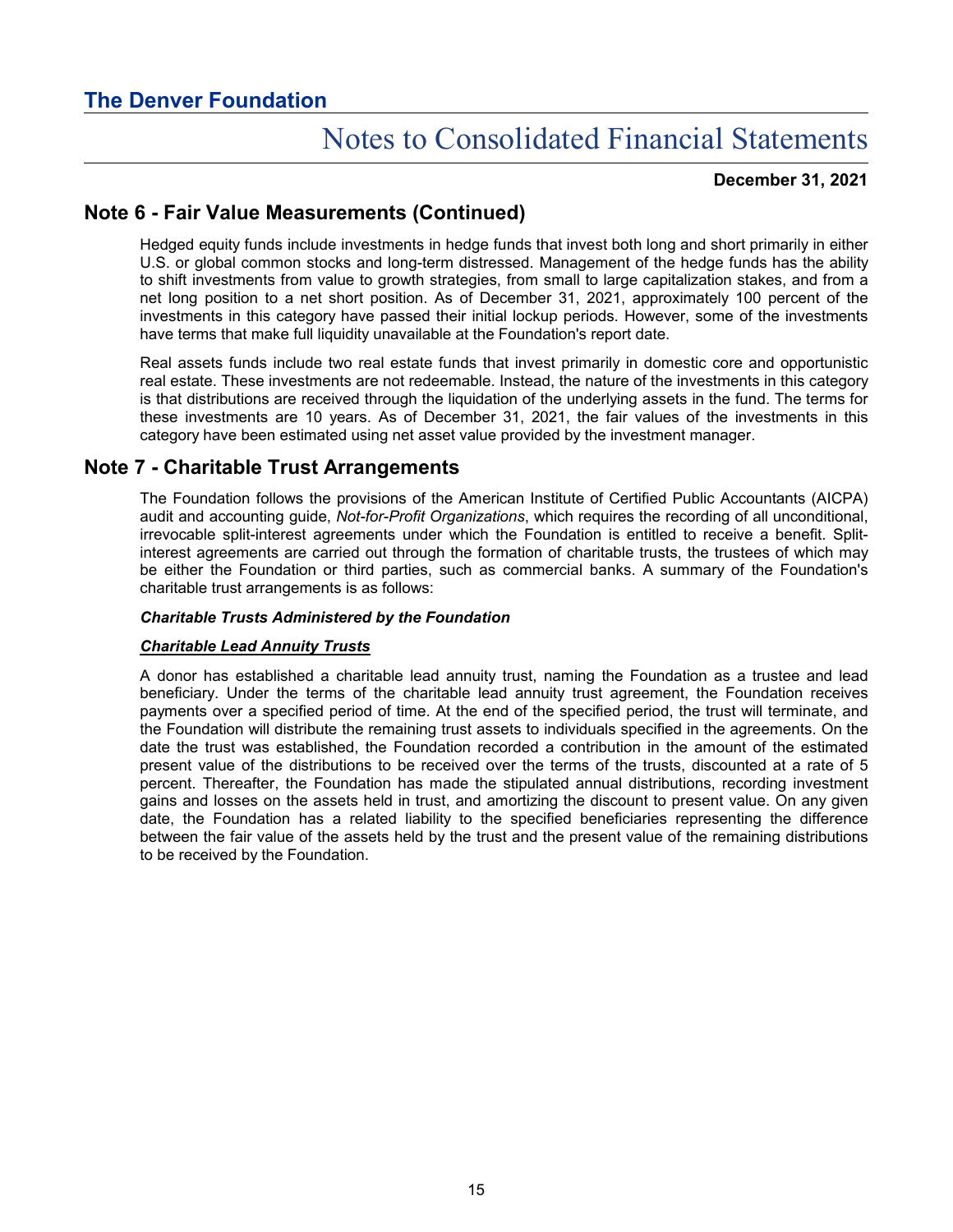## Note 6 - Fair Value Measurements (Continued)

Hedged equity funds include investments in hedge funds that invest both long and short primarily in either U.S. or global common stocks and long-term distressed. Management of the hedge funds has the ability to shift investments from value to growth strategies, from small to large capitalization stakes, and from a net long position to a net short position. As of December 31, 2021, approximately 100 percent of the investments in this category have passed their initial lockup periods. However, some of the investments have terms that make full liquidity unavailable at the Foundation's report date.

Real assets funds include two real estate funds that invest primarily in domestic core and opportunistic real estate. These investments are not redeemable. Instead, the nature of the investments in this category is that distributions are received through the liquidation of the underlying assets in the fund. The terms for these investments are 10 years. As of December 31, 2021, the fair values of the investments in this category have been estimated using net asset value provided by the investment manager.

## Note 7 - Charitable Trust Arrangements

The Foundation follows the provisions of the American Institute of Certified Public Accountants (AICPA) audit and accounting guide, *Not-for-Profit Organizations*, which requires the recording of all unconditional, irrevocable split-interest agreements under which the Foundation is entitled to receive a benefit. Split-interest agreements are carried out through the formation of charitable trusts, the trustees of which may be either the Foundation or third parties, such as commercial banks. A summary of the Foundation's charitable trust arrangements is as follows:

***Charitable Trusts Administered by the Foundation***

***Charitable Lead Annuity Trusts***

A donor has established a charitable lead annuity trust, naming the Foundation as a trustee and lead beneficiary. Under the terms of the charitable lead annuity trust agreement, the Foundation receives payments over a specified period of time. At the end of the specified period, the trust will terminate, and the Foundation will distribute the remaining trust assets to individuals specified in the agreements. On the date the trust was established, the Foundation recorded a contribution in the amount of the estimated present value of the distributions to be received over the terms of the trusts, discounted at a rate of 5 percent. Thereafter, the Foundation has made the stipulated annual distributions, recording investment gains and losses on the assets held in trust, and amortizing the discount to present value. On any given date, the Foundation has a related liability to the specified beneficiaries representing the difference between the fair value of the assets held by the trust and the present value of the remaining distributions to be received by the Foundation.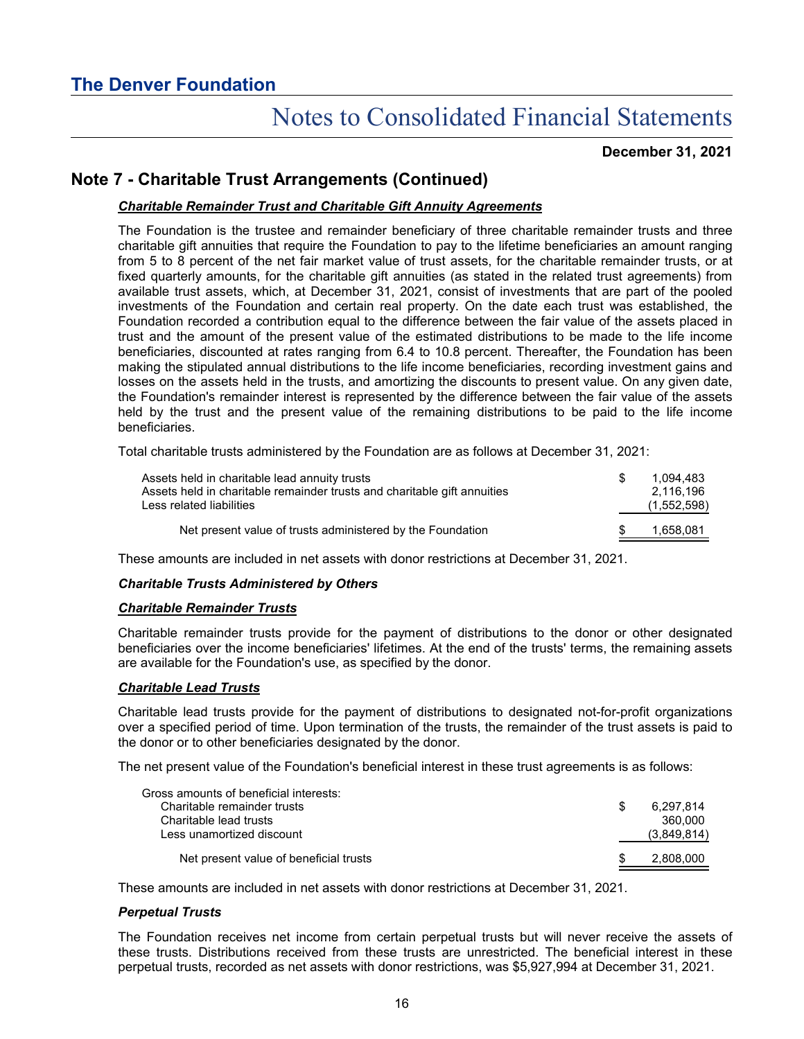## Note 7 - Charitable Trust Arrangements (Continued)

***Charitable Remainder Trust and Charitable Gift Annuity Agreements***

The Foundation is the trustee and remainder beneficiary of three charitable remainder trusts and three charitable gift annuities that require the Foundation to pay to the lifetime beneficiaries an amount ranging from 5 to 8 percent of the net fair market value of trust assets, for the charitable remainder trusts, or at fixed quarterly amounts, for the charitable gift annuities (as stated in the related trust agreements) from available trust assets, which, at December 31, 2021, consist of investments that are part of the pooled investments of the Foundation and certain real property. On the date each trust was established, the Foundation recorded a contribution equal to the difference between the fair value of the assets placed in trust and the amount of the present value of the estimated distributions to be made to the life income beneficiaries, discounted at rates ranging from 6.4 to 10.8 percent. Thereafter, the Foundation has been making the stipulated annual distributions to the life income beneficiaries, recording investment gains and losses on the assets held in the trusts, and amortizing the discounts to present value. On any given date, the Foundation's remainder interest is represented by the difference between the fair value of the assets held by the trust and the present value of the remaining distributions to be paid to the life income beneficiaries.

Total charitable trusts administered by the Foundation are as follows at December 31, 2021:

| | |
|---|---|
| Assets held in charitable lead annuity trusts | $ 1,094,483 |
| Assets held in charitable remainder trusts and charitable gift annuities | 2,116,196 |
| Less related liabilities | (1,552,598) |
| Net present value of trusts administered by the Foundation | $ 1,658,081 |

These amounts are included in net assets with donor restrictions at December 31, 2021.

***Charitable Trusts Administered by Others***

***Charitable Remainder Trusts***

Charitable remainder trusts provide for the payment of distributions to the donor or other designated beneficiaries over the income beneficiaries' lifetimes. At the end of the trusts' terms, the remaining assets are available for the Foundation's use, as specified by the donor.

***Charitable Lead Trusts***

Charitable lead trusts provide for the payment of distributions to designated not-for-profit organizations over a specified period of time. Upon termination of the trusts, the remainder of the trust assets is paid to the donor or to other beneficiaries designated by the donor.

The net present value of the Foundation's beneficial interest in these trust agreements is as follows:

| | |
|---|---|
| Gross amounts of beneficial interests: | |
| Charitable remainder trusts | $ 6,297,814 |
| Charitable lead trusts | 360,000 |
| Less unamortized discount | (3,849,814) |
| Net present value of beneficial trusts | $ 2,808,000 |

These amounts are included in net assets with donor restrictions at December 31, 2021.

***Perpetual Trusts***

The Foundation receives net income from certain perpetual trusts but will never receive the assets of these trusts. Distributions received from these trusts are unrestricted. The beneficial interest in these perpetual trusts, recorded as net assets with donor restrictions, was $5,927,994 at December 31, 2021.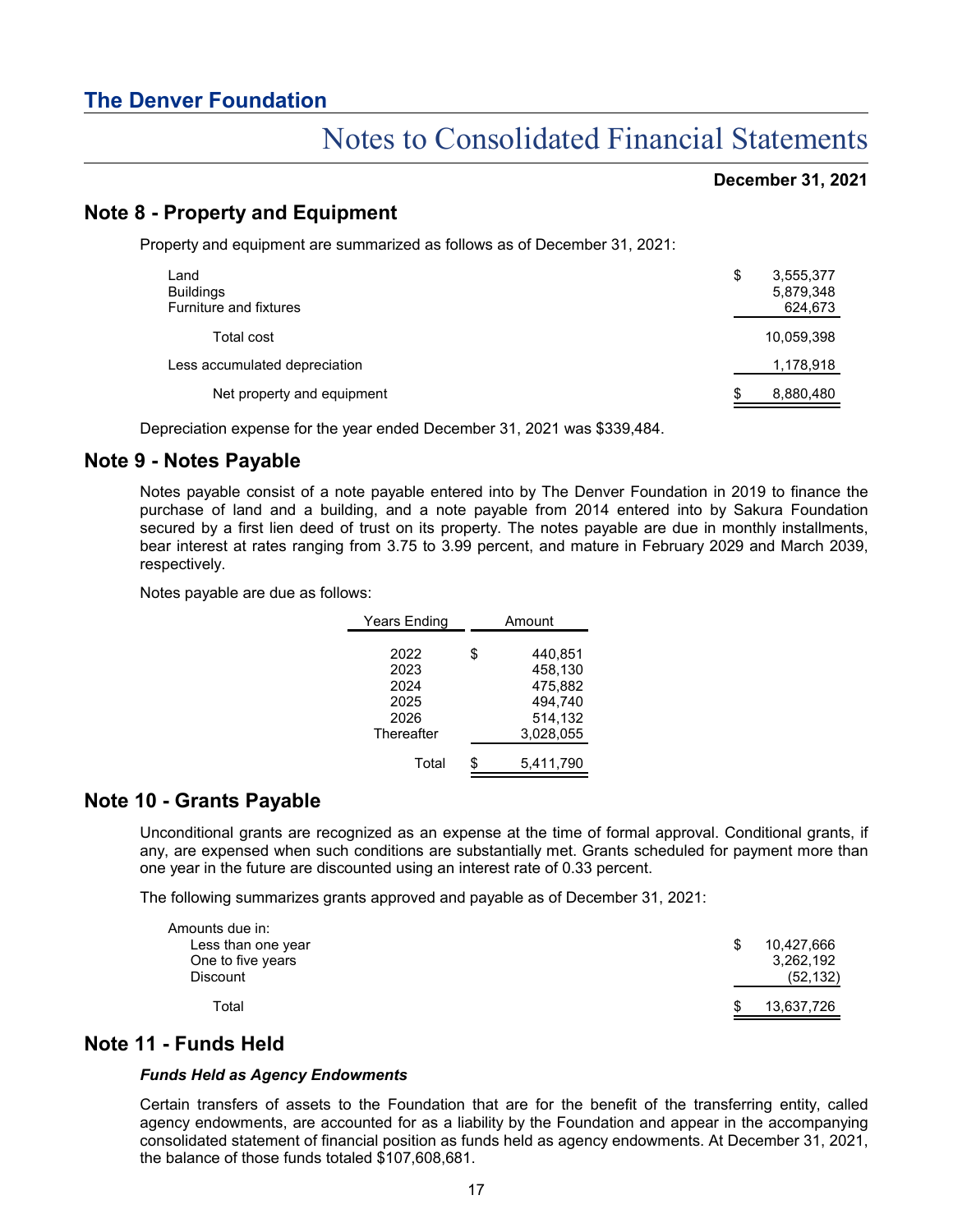## Note 8 - Property and Equipment

Property and equipment are summarized as follows as of December 31, 2021:

| | |
|---|---|
| Land | $ 3,555,377 |
| Buildings | 5,879,348 |
| Furniture and fixtures | 624,673 |
| Total cost | 10,059,398 |
| Less accumulated depreciation | 1,178,918 |
| Net property and equipment | $ 8,880,480 |

Depreciation expense for the year ended December 31, 2021 was $339,484.

## Note 9 - Notes Payable

Notes payable consist of a note payable entered into by The Denver Foundation in 2019 to finance the purchase of land and a building, and a note payable from 2014 entered into by Sakura Foundation secured by a first lien deed of trust on its property. The notes payable are due in monthly installments, bear interest at rates ranging from 3.75 to 3.99 percent, and mature in February 2029 and March 2039, respectively.

Notes payable are due as follows:

| Years Ending | Amount |
|---|---|
| 2022 | $ 440,851 |
| 2023 | 458,130 |
| 2024 | 475,882 |
| 2025 | 494,740 |
| 2026 | 514,132 |
| Thereafter | 3,028,055 |
| Total | $ 5,411,790 |

## Note 10 - Grants Payable

Unconditional grants are recognized as an expense at the time of formal approval. Conditional grants, if any, are expensed when such conditions are substantially met. Grants scheduled for payment more than one year in the future are discounted using an interest rate of 0.33 percent.

The following summarizes grants approved and payable as of December 31, 2021:

| | |
|---|---|
| Amounts due in: | |
| Less than one year | $ 10,427,666 |
| One to five years | 3,262,192 |
| Discount | (52,132) |
| Total | $ 13,637,726 |

## Note 11 - Funds Held

***Funds Held as Agency Endowments***

Certain transfers of assets to the Foundation that are for the benefit of the transferring entity, called agency endowments, are accounted for as a liability by the Foundation and appear in the accompanying consolidated statement of financial position as funds held as agency endowments. At December 31, 2021, the balance of those funds totaled $107,608,681.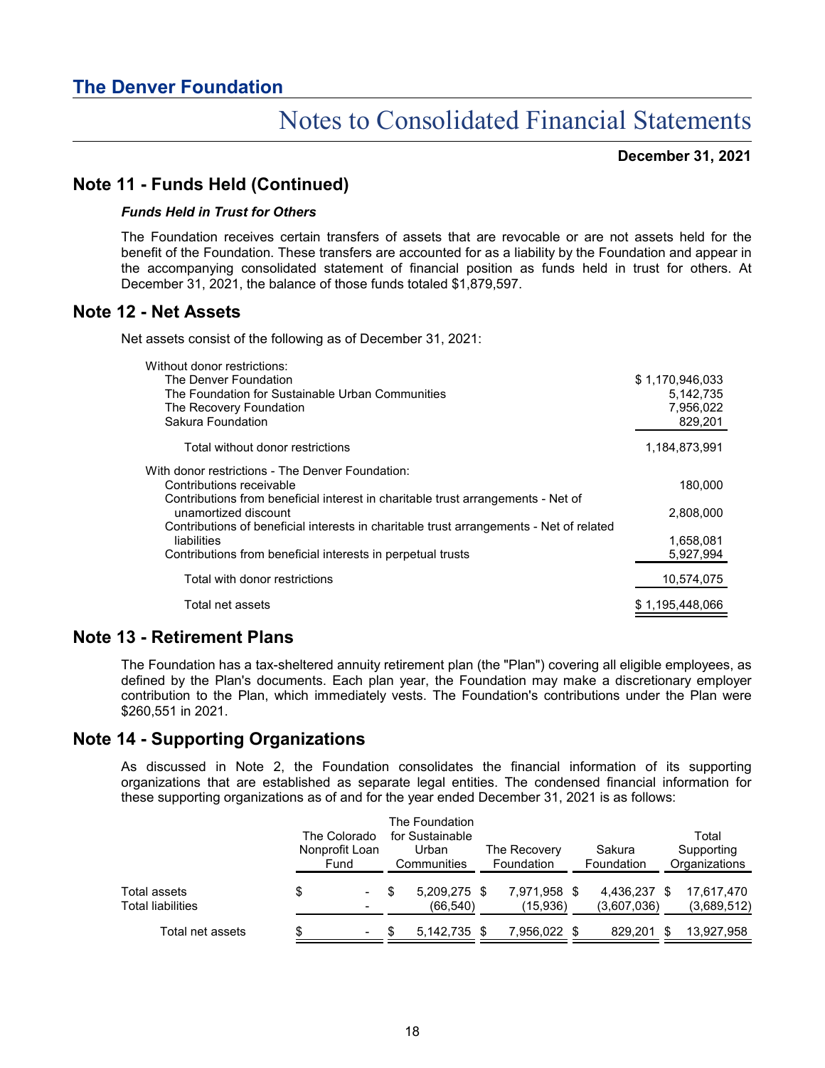## Note 11 - Funds Held (Continued)

### *Funds Held in Trust for Others*

The Foundation receives certain transfers of assets that are revocable or are not assets held for the benefit of the Foundation. These transfers are accounted for as a liability by the Foundation and appear in the accompanying consolidated statement of financial position as funds held in trust for others. At December 31, 2021, the balance of those funds totaled $1,879,597.

## Note 12 - Net Assets

Net assets consist of the following as of December 31, 2021:

| | |
|---|---|
| Without donor restrictions: | |
| The Denver Foundation | $ 1,170,946,033 |
| The Foundation for Sustainable Urban Communities | 5,142,735 |
| The Recovery Foundation | 7,956,022 |
| Sakura Foundation | 829,201 |
| Total without donor restrictions | 1,184,873,991 |
| With donor restrictions - The Denver Foundation: | |
| Contributions receivable | 180,000 |
| Contributions from beneficial interest in charitable trust arrangements - Net of unamortized discount | 2,808,000 |
| Contributions of beneficial interests in charitable trust arrangements - Net of related liabilities | 1,658,081 |
| Contributions from beneficial interests in perpetual trusts | 5,927,994 |
| Total with donor restrictions | 10,574,075 |
| Total net assets | $ 1,195,448,066 |

## Note 13 - Retirement Plans

The Foundation has a tax-sheltered annuity retirement plan (the "Plan") covering all eligible employees, as defined by the Plan's documents. Each plan year, the Foundation may make a discretionary employer contribution to the Plan, which immediately vests. The Foundation's contributions under the Plan were $260,551 in 2021.

## Note 14 - Supporting Organizations

As discussed in Note 2, the Foundation consolidates the financial information of its supporting organizations that are established as separate legal entities. The condensed financial information for these supporting organizations as of and for the year ended December 31, 2021 is as follows:

| | The Colorado Nonprofit Loan Fund | The Foundation for Sustainable Urban Communities | The Recovery Foundation | Sakura Foundation | Total Supporting Organizations |
|---|---|---|---|---|---|
| Total assets | $ - | $ 5,209,275 | $ 7,971,958 | $ 4,436,237 | $ 17,617,470 |
| Total liabilities | - | (66,540) | (15,936) | (3,607,036) | (3,689,512) |
| Total net assets | $ - | $ 5,142,735 | $ 7,956,022 | $ 829,201 | $ 13,927,958 |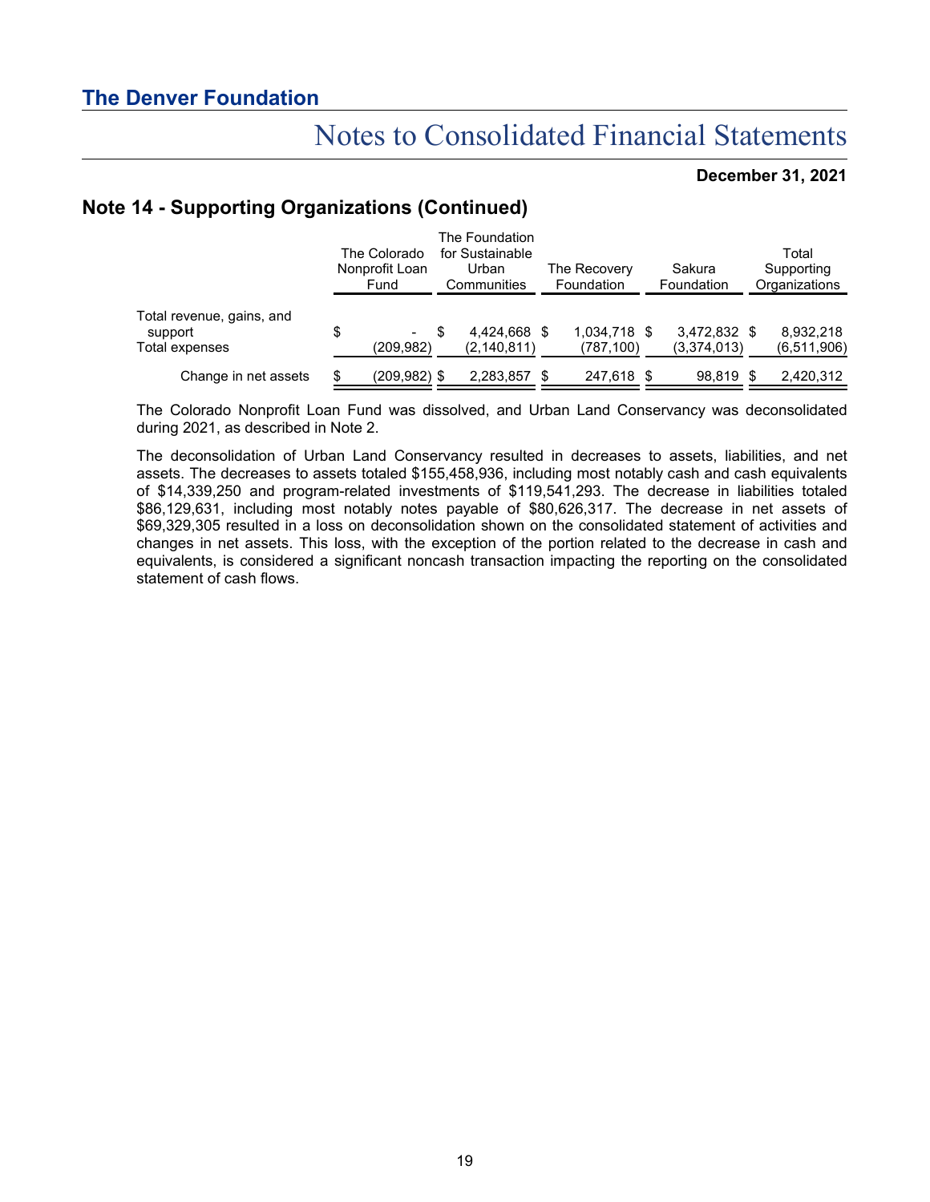## Note 14 - Supporting Organizations (Continued)

| | The Colorado Nonprofit Loan Fund | The Foundation for Sustainable Urban Communities | The Recovery Foundation | Sakura Foundation | Total Supporting Organizations |
|---|---|---|---|---|---|
| Total revenue, gains, and support | $ - | $ 4,424,668 | $ 1,034,718 | $ 3,472,832 | $ 8,932,218 |
| Total expenses | (209,982) | (2,140,811) | (787,100) | (3,374,013) | (6,511,906) |
| Change in net assets | $ (209,982) | $ 2,283,857 | $ 247,618 | $ 98,819 | $ 2,420,312 |

The Colorado Nonprofit Loan Fund was dissolved, and Urban Land Conservancy was deconsolidated during 2021, as described in Note 2.

The deconsolidation of Urban Land Conservancy resulted in decreases to assets, liabilities, and net assets. The decreases to assets totaled $155,458,936, including most notably cash and cash equivalents of $14,339,250 and program-related investments of $119,541,293. The decrease in liabilities totaled $86,129,631, including most notably notes payable of $80,626,317. The decrease in net assets of $69,329,305 resulted in a loss on deconsolidation shown on the consolidated statement of activities and changes in net assets. This loss, with the exception of the portion related to the decrease in cash and equivalents, is considered a significant noncash transaction impacting the reporting on the consolidated statement of cash flows.